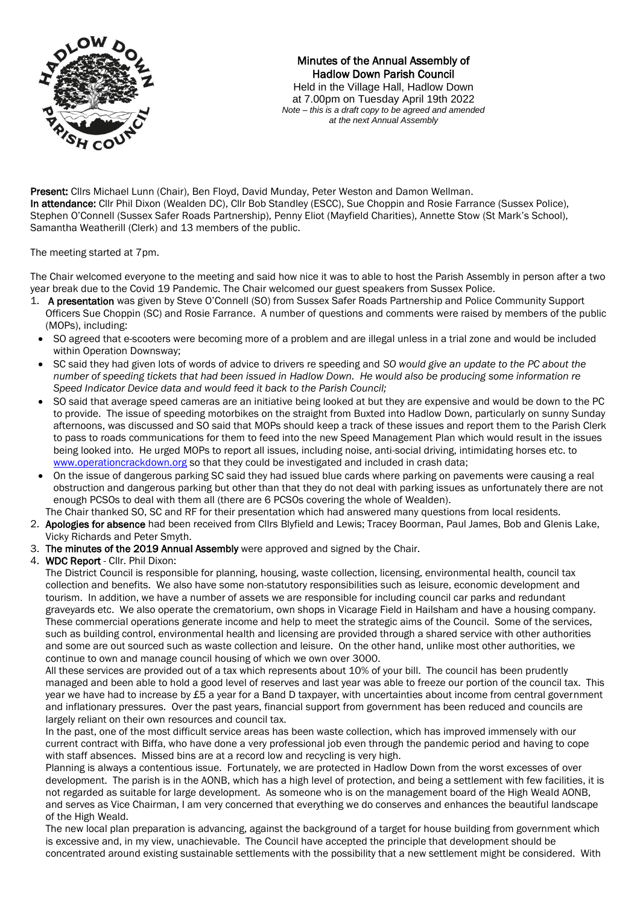# Minutes of the Annual Assembly of Hadlow Down Parish Council

Held in the Village Hall, Hadlow Down
at 7.00pm on Tuesday April 19th 2022
*Note – this is a draft copy to be agreed and amended at the next Annual Assembly*

**Present:** Cllrs Michael Lunn (Chair), Ben Floyd, David Munday, Peter Weston and Damon Wellman.
**In attendance:** Cllr Phil Dixon (Wealden DC), Cllr Bob Standley (ESCC), Sue Choppin and Rosie Farrance (Sussex Police), Stephen O'Connell (Sussex Safer Roads Partnership), Penny Eliot (Mayfield Charities), Annette Stow (St Mark's School), Samantha Weatherill (Clerk) and 13 members of the public.

The meeting started at 7pm.

The Chair welcomed everyone to the meeting and said how nice it was to able to host the Parish Assembly in person after a two year break due to the Covid 19 Pandemic. The Chair welcomed our guest speakers from Sussex Police.

1. **A presentation** was given by Steve O'Connell (SO) from Sussex Safer Roads Partnership and Police Community Support Officers Sue Choppin (SC) and Rosie Farrance. A number of questions and comments were raised by members of the public (MOPs), including:
   - SO agreed that e-scooters were becoming more of a problem and are illegal unless in a trial zone and would be included within Operation Downsway;
   - SC said they had given lots of words of advice to drivers re speeding and *SO would give an update to the PC about the number of speeding tickets that had been issued in Hadlow Down. He would also be producing some information re Speed Indicator Device data and would feed it back to the Parish Council;*
   - SO said that average speed cameras are an initiative being looked at but they are expensive and would be down to the PC to provide. The issue of speeding motorbikes on the straight from Buxted into Hadlow Down, particularly on sunny Sunday afternoons, was discussed and SO said that MOPs should keep a track of these issues and report them to the Parish Clerk to pass to roads communications for them to feed into the new Speed Management Plan which would result in the issues being looked into. He urged MOPs to report all issues, including noise, anti-social driving, intimidating horses etc. to www.operationcrackdown.org so that they could be investigated and included in crash data;
   - On the issue of dangerous parking SC said they had issued blue cards where parking on pavements were causing a real obstruction and dangerous parking but other than that they do not deal with parking issues as unfortunately there are not enough PCSOs to deal with them all (there are 6 PCSOs covering the whole of Wealden).

   The Chair thanked SO, SC and RF for their presentation which had answered many questions from local residents.
2. **Apologies for absence** had been received from Cllrs Blyfield and Lewis; Tracey Boorman, Paul James, Bob and Glenis Lake, Vicky Richards and Peter Smyth.
3. **The minutes of the 2019 Annual Assembly** were approved and signed by the Chair.
4. **WDC Report** - Cllr. Phil Dixon:

   The District Council is responsible for planning, housing, waste collection, licensing, environmental health, council tax collection and benefits. We also have some non-statutory responsibilities such as leisure, economic development and tourism. In addition, we have a number of assets we are responsible for including council car parks and redundant graveyards etc. We also operate the crematorium, own shops in Vicarage Field in Hailsham and have a housing company. These commercial operations generate income and help to meet the strategic aims of the Council. Some of the services, such as building control, environmental health and licensing are provided through a shared service with other authorities and some are out sourced such as waste collection and leisure. On the other hand, unlike most other authorities, we continue to own and manage council housing of which we own over 3000.

   All these services are provided out of a tax which represents about 10% of your bill. The council has been prudently managed and been able to hold a good level of reserves and last year was able to freeze our portion of the council tax. This year we have had to increase by £5 a year for a Band D taxpayer, with uncertainties about income from central government and inflationary pressures. Over the past years, financial support from government has been reduced and councils are largely reliant on their own resources and council tax.

   In the past, one of the most difficult service areas has been waste collection, which has improved immensely with our current contract with Biffa, who have done a very professional job even through the pandemic period and having to cope with staff absences. Missed bins are at a record low and recycling is very high.

   Planning is always a contentious issue. Fortunately, we are protected in Hadlow Down from the worst excesses of over development. The parish is in the AONB, which has a high level of protection, and being a settlement with few facilities, it is not regarded as suitable for large development. As someone who is on the management board of the High Weald AONB, and serves as Vice Chairman, I am very concerned that everything we do conserves and enhances the beautiful landscape of the High Weald.

   The new local plan preparation is advancing, against the background of a target for house building from government which is excessive and, in my view, unachievable. The Council have accepted the principle that development should be concentrated around existing sustainable settlements with the possibility that a new settlement might be considered. With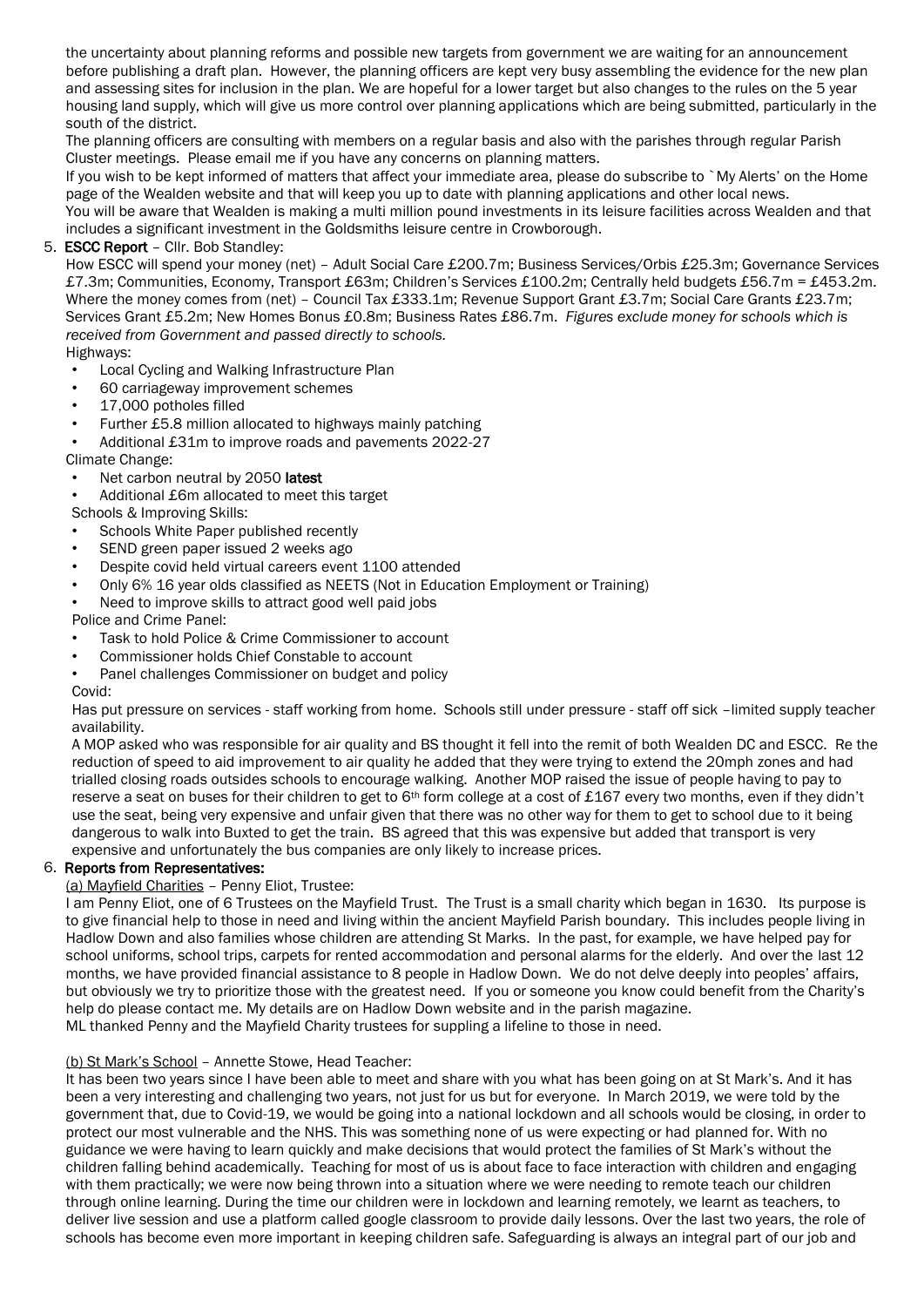the uncertainty about planning reforms and possible new targets from government we are waiting for an announcement before publishing a draft plan. However, the planning officers are kept very busy assembling the evidence for the new plan and assessing sites for inclusion in the plan. We are hopeful for a lower target but also changes to the rules on the 5 year housing land supply, which will give us more control over planning applications which are being submitted, particularly in the south of the district.

The planning officers are consulting with members on a regular basis and also with the parishes through regular Parish Cluster meetings. Please email me if you have any concerns on planning matters.

If you wish to be kept informed of matters that affect your immediate area, please do subscribe to `My Alerts' on the Home page of the Wealden website and that will keep you up to date with planning applications and other local news.

You will be aware that Wealden is making a multi million pound investments in its leisure facilities across Wealden and that includes a significant investment in the Goldsmiths leisure centre in Crowborough.

5. **ESCC Report** – Cllr. Bob Standley:

How ESCC will spend your money (net) – Adult Social Care £200.7m; Business Services/Orbis £25.3m; Governance Services £7.3m; Communities, Economy, Transport £63m; Children's Services £100.2m; Centrally held budgets £56.7m = £453.2m. Where the money comes from (net) – Council Tax £333.1m; Revenue Support Grant £3.7m; Social Care Grants £23.7m; Services Grant £5.2m; New Homes Bonus £0.8m; Business Rates £86.7m. *Figures exclude money for schools which is received from Government and passed directly to schools.*

Highways:
- Local Cycling and Walking Infrastructure Plan
- 60 carriageway improvement schemes
- 17,000 potholes filled
- Further £5.8 million allocated to highways mainly patching
- Additional £31m to improve roads and pavements 2022-27

Climate Change:
- Net carbon neutral by 2050 **latest**
- Additional £6m allocated to meet this target

Schools & Improving Skills:
- Schools White Paper published recently
- SEND green paper issued 2 weeks ago
- Despite covid held virtual careers event 1100 attended
- Only 6% 16 year olds classified as NEETS (Not in Education Employment or Training)
- Need to improve skills to attract good well paid jobs

Police and Crime Panel:
- Task to hold Police & Crime Commissioner to account
- Commissioner holds Chief Constable to account
- Panel challenges Commissioner on budget and policy

Covid:

Has put pressure on services - staff working from home. Schools still under pressure - staff off sick –limited supply teacher availability.

A MOP asked who was responsible for air quality and BS thought it fell into the remit of both Wealden DC and ESCC. Re the reduction of speed to aid improvement to air quality he added that they were trying to extend the 20mph zones and had trialled closing roads outsides schools to encourage walking. Another MOP raised the issue of people having to pay to reserve a seat on buses for their children to get to 6th form college at a cost of £167 every two months, even if they didn't use the seat, being very expensive and unfair given that there was no other way for them to get to school due to it being dangerous to walk into Buxted to get the train. BS agreed that this was expensive but added that transport is very expensive and unfortunately the bus companies are only likely to increase prices.

6. **Reports from Representatives:**

(a) Mayfield Charities – Penny Eliot, Trustee:

I am Penny Eliot, one of 6 Trustees on the Mayfield Trust. The Trust is a small charity which began in 1630. Its purpose is to give financial help to those in need and living within the ancient Mayfield Parish boundary. This includes people living in Hadlow Down and also families whose children are attending St Marks. In the past, for example, we have helped pay for school uniforms, school trips, carpets for rented accommodation and personal alarms for the elderly. And over the last 12 months, we have provided financial assistance to 8 people in Hadlow Down. We do not delve deeply into peoples' affairs, but obviously we try to prioritize those with the greatest need. If you or someone you know could benefit from the Charity's help do please contact me. My details are on Hadlow Down website and in the parish magazine.

ML thanked Penny and the Mayfield Charity trustees for suppling a lifeline to those in need.

(b) St Mark's School – Annette Stowe, Head Teacher:

It has been two years since I have been able to meet and share with you what has been going on at St Mark's. And it has been a very interesting and challenging two years, not just for us but for everyone. In March 2019, we were told by the government that, due to Covid-19, we would be going into a national lockdown and all schools would be closing, in order to protect our most vulnerable and the NHS. This was something none of us were expecting or had planned for. With no guidance we were having to learn quickly and make decisions that would protect the families of St Mark's without the children falling behind academically. Teaching for most of us is about face to face interaction with children and engaging with them practically; we were now being thrown into a situation where we were needing to remote teach our children through online learning. During the time our children were in lockdown and learning remotely, we learnt as teachers, to deliver live session and use a platform called google classroom to provide daily lessons. Over the last two years, the role of schools has become even more important in keeping children safe. Safeguarding is always an integral part of our job and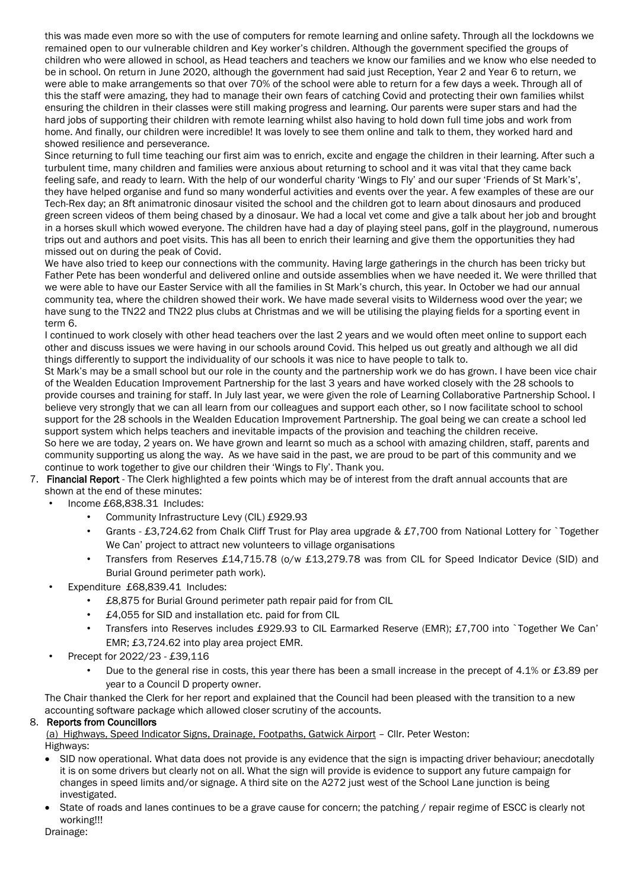this was made even more so with the use of computers for remote learning and online safety. Through all the lockdowns we remained open to our vulnerable children and Key worker's children. Although the government specified the groups of children who were allowed in school, as Head teachers and teachers we know our families and we know who else needed to be in school. On return in June 2020, although the government had said just Reception, Year 2 and Year 6 to return, we were able to make arrangements so that over 70% of the school were able to return for a few days a week. Through all of this the staff were amazing, they had to manage their own fears of catching Covid and protecting their own families whilst ensuring the children in their classes were still making progress and learning. Our parents were super stars and had the hard jobs of supporting their children with remote learning whilst also having to hold down full time jobs and work from home. And finally, our children were incredible! It was lovely to see them online and talk to them, they worked hard and showed resilience and perseverance.

Since returning to full time teaching our first aim was to enrich, excite and engage the children in their learning. After such a turbulent time, many children and families were anxious about returning to school and it was vital that they came back feeling safe, and ready to learn. With the help of our wonderful charity 'Wings to Fly' and our super 'Friends of St Mark's', they have helped organise and fund so many wonderful activities and events over the year. A few examples of these are our Tech-Rex day; an 8ft animatronic dinosaur visited the school and the children got to learn about dinosaurs and produced green screen videos of them being chased by a dinosaur. We had a local vet come and give a talk about her job and brought in a horses skull which wowed everyone. The children have had a day of playing steel pans, golf in the playground, numerous trips out and authors and poet visits. This has all been to enrich their learning and give them the opportunities they had missed out on during the peak of Covid.

We have also tried to keep our connections with the community. Having large gatherings in the church has been tricky but Father Pete has been wonderful and delivered online and outside assemblies when we have needed it. We were thrilled that we were able to have our Easter Service with all the families in St Mark's church, this year. In October we had our annual community tea, where the children showed their work. We have made several visits to Wilderness wood over the year; we have sung to the TN22 and TN22 plus clubs at Christmas and we will be utilising the playing fields for a sporting event in term 6.

I continued to work closely with other head teachers over the last 2 years and we would often meet online to support each other and discuss issues we were having in our schools around Covid. This helped us out greatly and although we all did things differently to support the individuality of our schools it was nice to have people to talk to.

St Mark's may be a small school but our role in the county and the partnership work we do has grown. I have been vice chair of the Wealden Education Improvement Partnership for the last 3 years and have worked closely with the 28 schools to provide courses and training for staff. In July last year, we were given the role of Learning Collaborative Partnership School. I believe very strongly that we can all learn from our colleagues and support each other, so I now facilitate school to school support for the 28 schools in the Wealden Education Improvement Partnership. The goal being we can create a school led support system which helps teachers and inevitable impacts of the provision and teaching the children receive.

So here we are today, 2 years on. We have grown and learnt so much as a school with amazing children, staff, parents and community supporting us along the way. As we have said in the past, we are proud to be part of this community and we continue to work together to give our children their 'Wings to Fly'. Thank you.

7. **Financial Report** - The Clerk highlighted a few points which may be of interest from the draft annual accounts that are shown at the end of these minutes:
   - Income £68,838.31 Includes:
     - Community Infrastructure Levy (CIL) £929.93
     - Grants - £3,724.62 from Chalk Cliff Trust for Play area upgrade & £7,700 from National Lottery for `Together We Can' project to attract new volunteers to village organisations
     - Transfers from Reserves £14,715.78 (o/w £13,279.78 was from CIL for Speed Indicator Device (SID) and Burial Ground perimeter path work).
   - Expenditure £68,839.41 Includes:
     - £8,875 for Burial Ground perimeter path repair paid for from CIL
     - £4,055 for SID and installation etc. paid for from CIL
     - Transfers into Reserves includes £929.93 to CIL Earmarked Reserve (EMR); £7,700 into `Together We Can' EMR; £3,724.62 into play area project EMR.
   - Precept for 2022/23 - £39,116
     - Due to the general rise in costs, this year there has been a small increase in the precept of 4.1% or £3.89 per year to a Council D property owner.

   The Chair thanked the Clerk for her report and explained that the Council had been pleased with the transition to a new accounting software package which allowed closer scrutiny of the accounts.

8. **Reports from Councillors**

   (a) Highways, Speed Indicator Signs, Drainage, Footpaths, Gatwick Airport – Cllr. Peter Weston:

   Highways:

   - SID now operational. What data does not provide is any evidence that the sign is impacting driver behaviour; anecdotally it is on some drivers but clearly not on all. What the sign will provide is evidence to support any future campaign for changes in speed limits and/or signage. A third site on the A272 just west of the School Lane junction is being investigated.
   - State of roads and lanes continues to be a grave cause for concern; the patching / repair regime of ESCC is clearly not working!!!

   Drainage: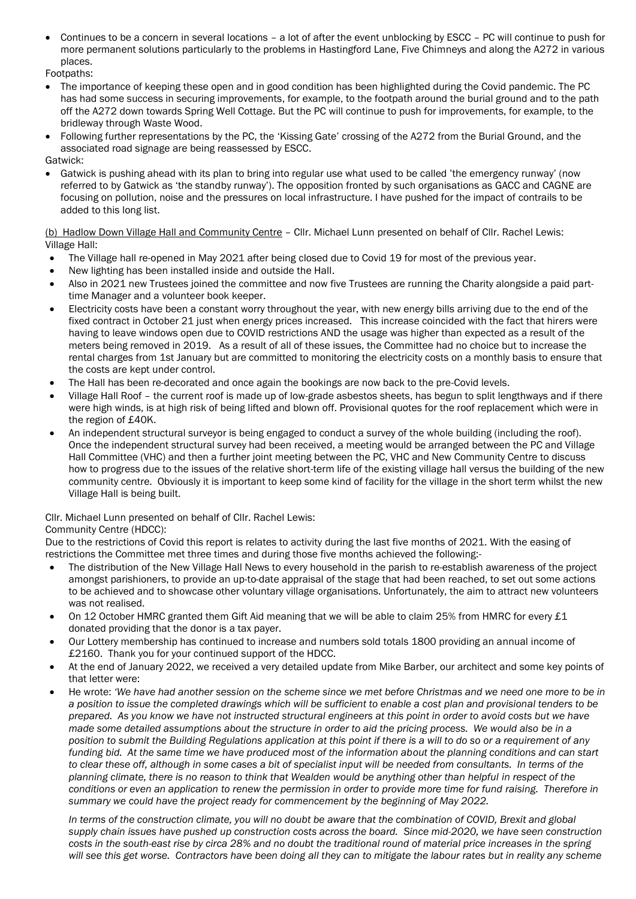- Continues to be a concern in several locations – a lot of after the event unblocking by ESCC – PC will continue to push for more permanent solutions particularly to the problems in Hastingford Lane, Five Chimneys and along the A272 in various places.

Footpaths:

- The importance of keeping these open and in good condition has been highlighted during the Covid pandemic. The PC has had some success in securing improvements, for example, to the footpath around the burial ground and to the path off the A272 down towards Spring Well Cottage. But the PC will continue to push for improvements, for example, to the bridleway through Waste Wood.
- Following further representations by the PC, the 'Kissing Gate' crossing of the A272 from the Burial Ground, and the associated road signage are being reassessed by ESCC.

Gatwick:

- Gatwick is pushing ahead with its plan to bring into regular use what used to be called 'the emergency runway' (now referred to by Gatwick as 'the standby runway'). The opposition fronted by such organisations as GACC and CAGNE are focusing on pollution, noise and the pressures on local infrastructure. I have pushed for the impact of contrails to be added to this long list.

(b) Hadlow Down Village Hall and Community Centre – Cllr. Michael Lunn presented on behalf of Cllr. Rachel Lewis:
Village Hall:

- The Village hall re-opened in May 2021 after being closed due to Covid 19 for most of the previous year.
- New lighting has been installed inside and outside the Hall.
- Also in 2021 new Trustees joined the committee and now five Trustees are running the Charity alongside a paid part-time Manager and a volunteer book keeper.
- Electricity costs have been a constant worry throughout the year, with new energy bills arriving due to the end of the fixed contract in October 21 just when energy prices increased. This increase coincided with the fact that hirers were having to leave windows open due to COVID restrictions AND the usage was higher than expected as a result of the meters being removed in 2019. As a result of all of these issues, the Committee had no choice but to increase the rental charges from 1st January but are committed to monitoring the electricity costs on a monthly basis to ensure that the costs are kept under control.
- The Hall has been re-decorated and once again the bookings are now back to the pre-Covid levels.
- Village Hall Roof – the current roof is made up of low-grade asbestos sheets, has begun to split lengthways and if there were high winds, is at high risk of being lifted and blown off. Provisional quotes for the roof replacement which were in the region of £40K.
- An independent structural surveyor is being engaged to conduct a survey of the whole building (including the roof). Once the independent structural survey had been received, a meeting would be arranged between the PC and Village Hall Committee (VHC) and then a further joint meeting between the PC, VHC and New Community Centre to discuss how to progress due to the issues of the relative short-term life of the existing village hall versus the building of the new community centre. Obviously it is important to keep some kind of facility for the village in the short term whilst the new Village Hall is being built.

Cllr. Michael Lunn presented on behalf of Cllr. Rachel Lewis:
Community Centre (HDCC):
Due to the restrictions of Covid this report is relates to activity during the last five months of 2021. With the easing of restrictions the Committee met three times and during those five months achieved the following:-

- The distribution of the New Village Hall News to every household in the parish to re-establish awareness of the project amongst parishioners, to provide an up-to-date appraisal of the stage that had been reached, to set out some actions to be achieved and to showcase other voluntary village organisations. Unfortunately, the aim to attract new volunteers was not realised.
- On 12 October HMRC granted them Gift Aid meaning that we will be able to claim 25% from HMRC for every £1 donated providing that the donor is a tax payer.
- Our Lottery membership has continued to increase and numbers sold totals 1800 providing an annual income of £2160. Thank you for your continued support of the HDCC.
- At the end of January 2022, we received a very detailed update from Mike Barber, our architect and some key points of that letter were:
- He wrote: *'We have had another session on the scheme since we met before Christmas and we need one more to be in a position to issue the completed drawings which will be sufficient to enable a cost plan and provisional tenders to be prepared. As you know we have not instructed structural engineers at this point in order to avoid costs but we have made some detailed assumptions about the structure in order to aid the pricing process. We would also be in a position to submit the Building Regulations application at this point if there is a will to do so or a requirement of any funding bid. At the same time we have produced most of the information about the planning conditions and can start to clear these off, although in some cases a bit of specialist input will be needed from consultants. In terms of the planning climate, there is no reason to think that Wealden would be anything other than helpful in respect of the conditions or even an application to renew the permission in order to provide more time for fund raising. Therefore in summary we could have the project ready for commencement by the beginning of May 2022.*

  *In terms of the construction climate, you will no doubt be aware that the combination of COVID, Brexit and global supply chain issues have pushed up construction costs across the board. Since mid-2020, we have seen construction costs in the south-east rise by circa 28% and no doubt the traditional round of material price increases in the spring will see this get worse. Contractors have been doing all they can to mitigate the labour rates but in reality any scheme*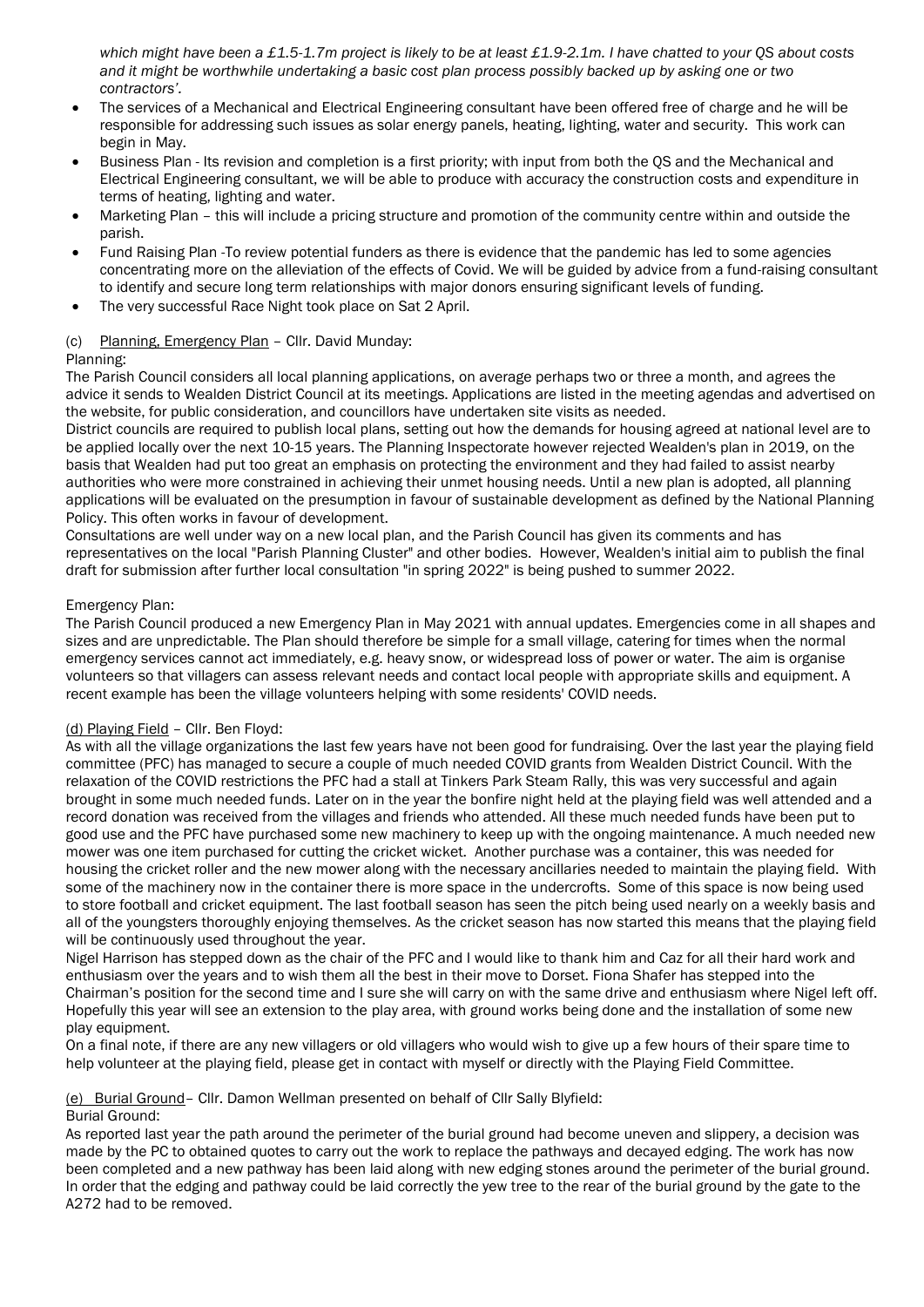*which might have been a £1.5-1.7m project is likely to be at least £1.9-2.1m. I have chatted to your QS about costs and it might be worthwhile undertaking a basic cost plan process possibly backed up by asking one or two contractors'.*

- The services of a Mechanical and Electrical Engineering consultant have been offered free of charge and he will be responsible for addressing such issues as solar energy panels, heating, lighting, water and security. This work can begin in May.
- Business Plan - Its revision and completion is a first priority; with input from both the QS and the Mechanical and Electrical Engineering consultant, we will be able to produce with accuracy the construction costs and expenditure in terms of heating, lighting and water.
- Marketing Plan – this will include a pricing structure and promotion of the community centre within and outside the parish.
- Fund Raising Plan -To review potential funders as there is evidence that the pandemic has led to some agencies concentrating more on the alleviation of the effects of Covid. We will be guided by advice from a fund-raising consultant to identify and secure long term relationships with major donors ensuring significant levels of funding.
- The very successful Race Night took place on Sat 2 April.

(c) Planning, Emergency Plan – Cllr. David Munday:

Planning:

The Parish Council considers all local planning applications, on average perhaps two or three a month, and agrees the advice it sends to Wealden District Council at its meetings. Applications are listed in the meeting agendas and advertised on the website, for public consideration, and councillors have undertaken site visits as needed.

District councils are required to publish local plans, setting out how the demands for housing agreed at national level are to be applied locally over the next 10-15 years. The Planning Inspectorate however rejected Wealden's plan in 2019, on the basis that Wealden had put too great an emphasis on protecting the environment and they had failed to assist nearby authorities who were more constrained in achieving their unmet housing needs. Until a new plan is adopted, all planning applications will be evaluated on the presumption in favour of sustainable development as defined by the National Planning Policy. This often works in favour of development.

Consultations are well under way on a new local plan, and the Parish Council has given its comments and has representatives on the local "Parish Planning Cluster" and other bodies. However, Wealden's initial aim to publish the final draft for submission after further local consultation "in spring 2022" is being pushed to summer 2022.

Emergency Plan:

The Parish Council produced a new Emergency Plan in May 2021 with annual updates. Emergencies come in all shapes and sizes and are unpredictable. The Plan should therefore be simple for a small village, catering for times when the normal emergency services cannot act immediately, e.g. heavy snow, or widespread loss of power or water. The aim is organise volunteers so that villagers can assess relevant needs and contact local people with appropriate skills and equipment. A recent example has been the village volunteers helping with some residents' COVID needs.

(d) Playing Field – Cllr. Ben Floyd:

As with all the village organizations the last few years have not been good for fundraising. Over the last year the playing field committee (PFC) has managed to secure a couple of much needed COVID grants from Wealden District Council. With the relaxation of the COVID restrictions the PFC had a stall at Tinkers Park Steam Rally, this was very successful and again brought in some much needed funds. Later on in the year the bonfire night held at the playing field was well attended and a record donation was received from the villages and friends who attended. All these much needed funds have been put to good use and the PFC have purchased some new machinery to keep up with the ongoing maintenance. A much needed new mower was one item purchased for cutting the cricket wicket. Another purchase was a container, this was needed for housing the cricket roller and the new mower along with the necessary ancillaries needed to maintain the playing field. With some of the machinery now in the container there is more space in the undercrofts. Some of this space is now being used to store football and cricket equipment. The last football season has seen the pitch being used nearly on a weekly basis and all of the youngsters thoroughly enjoying themselves. As the cricket season has now started this means that the playing field will be continuously used throughout the year.

Nigel Harrison has stepped down as the chair of the PFC and I would like to thank him and Caz for all their hard work and enthusiasm over the years and to wish them all the best in their move to Dorset. Fiona Shafer has stepped into the Chairman's position for the second time and I sure she will carry on with the same drive and enthusiasm where Nigel left off. Hopefully this year will see an extension to the play area, with ground works being done and the installation of some new play equipment.

On a final note, if there are any new villagers or old villagers who would wish to give up a few hours of their spare time to help volunteer at the playing field, please get in contact with myself or directly with the Playing Field Committee.

(e) Burial Ground– Cllr. Damon Wellman presented on behalf of Cllr Sally Blyfield:

Burial Ground:

As reported last year the path around the perimeter of the burial ground had become uneven and slippery, a decision was made by the PC to obtained quotes to carry out the work to replace the pathways and decayed edging. The work has now been completed and a new pathway has been laid along with new edging stones around the perimeter of the burial ground. In order that the edging and pathway could be laid correctly the yew tree to the rear of the burial ground by the gate to the A272 had to be removed.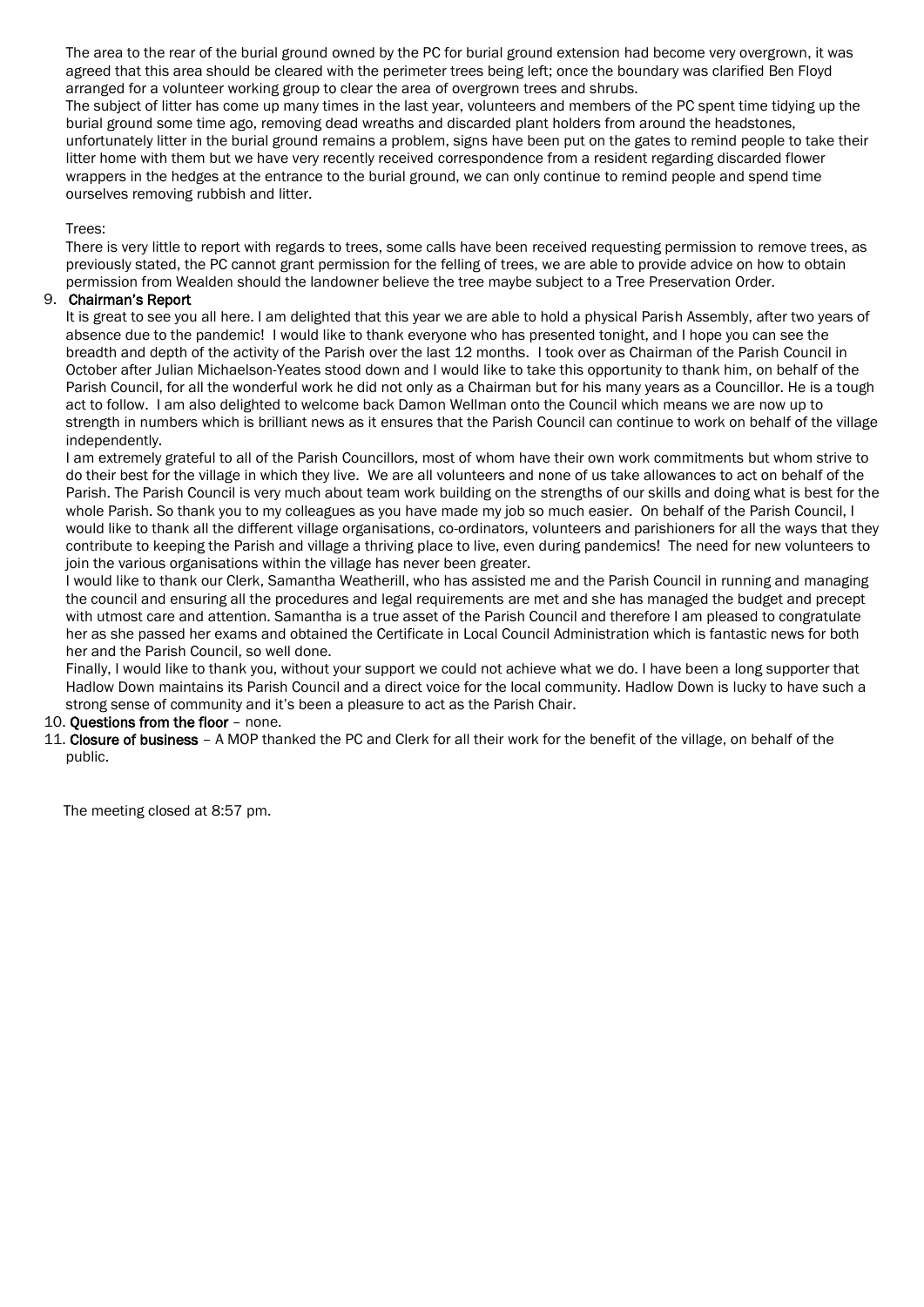The area to the rear of the burial ground owned by the PC for burial ground extension had become very overgrown, it was agreed that this area should be cleared with the perimeter trees being left; once the boundary was clarified Ben Floyd arranged for a volunteer working group to clear the area of overgrown trees and shrubs.

The subject of litter has come up many times in the last year, volunteers and members of the PC spent time tidying up the burial ground some time ago, removing dead wreaths and discarded plant holders from around the headstones, unfortunately litter in the burial ground remains a problem, signs have been put on the gates to remind people to take their litter home with them but we have very recently received correspondence from a resident regarding discarded flower wrappers in the hedges at the entrance to the burial ground, we can only continue to remind people and spend time ourselves removing rubbish and litter.

Trees:

There is very little to report with regards to trees, some calls have been received requesting permission to remove trees, as previously stated, the PC cannot grant permission for the felling of trees, we are able to provide advice on how to obtain permission from Wealden should the landowner believe the tree maybe subject to a Tree Preservation Order.

9. **Chairman's Report**

   It is great to see you all here. I am delighted that this year we are able to hold a physical Parish Assembly, after two years of absence due to the pandemic! I would like to thank everyone who has presented tonight, and I hope you can see the breadth and depth of the activity of the Parish over the last 12 months. I took over as Chairman of the Parish Council in October after Julian Michaelson-Yeates stood down and I would like to take this opportunity to thank him, on behalf of the Parish Council, for all the wonderful work he did not only as a Chairman but for his many years as a Councillor. He is a tough act to follow. I am also delighted to welcome back Damon Wellman onto the Council which means we are now up to strength in numbers which is brilliant news as it ensures that the Parish Council can continue to work on behalf of the village independently.

   I am extremely grateful to all of the Parish Councillors, most of whom have their own work commitments but whom strive to do their best for the village in which they live. We are all volunteers and none of us take allowances to act on behalf of the Parish. The Parish Council is very much about team work building on the strengths of our skills and doing what is best for the whole Parish. So thank you to my colleagues as you have made my job so much easier. On behalf of the Parish Council, I would like to thank all the different village organisations, co-ordinators, volunteers and parishioners for all the ways that they contribute to keeping the Parish and village a thriving place to live, even during pandemics! The need for new volunteers to join the various organisations within the village has never been greater.

   I would like to thank our Clerk, Samantha Weatherill, who has assisted me and the Parish Council in running and managing the council and ensuring all the procedures and legal requirements are met and she has managed the budget and precept with utmost care and attention. Samantha is a true asset of the Parish Council and therefore I am pleased to congratulate her as she passed her exams and obtained the Certificate in Local Council Administration which is fantastic news for both her and the Parish Council, so well done.

   Finally, I would like to thank you, without your support we could not achieve what we do. I have been a long supporter that Hadlow Down maintains its Parish Council and a direct voice for the local community. Hadlow Down is lucky to have such a strong sense of community and it's been a pleasure to act as the Parish Chair.

10. **Questions from the floor** – none.
11. **Closure of business** – A MOP thanked the PC and Clerk for all their work for the benefit of the village, on behalf of the public.

The meeting closed at 8:57 pm.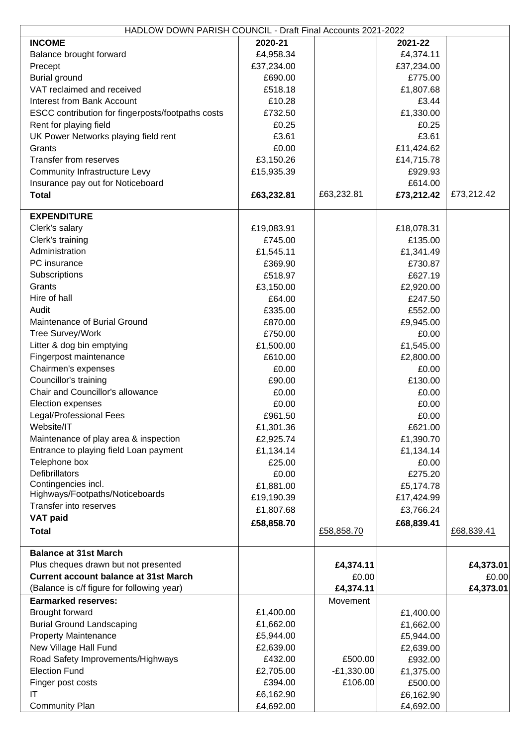| HADLOW DOWN PARISH COUNCIL - Draft Final Accounts 2021-2022 | | | | |
|---|---|---|---|---|
| **INCOME** | **2020-21** | | **2021-22** | |
| Balance brought forward | £4,958.34 | | £4,374.11 | |
| Precept | £37,234.00 | | £37,234.00 | |
| Burial ground | £690.00 | | £775.00 | |
| VAT reclaimed and received | £518.18 | | £1,807.68 | |
| Interest from Bank Account | £10.28 | | £3.44 | |
| ESCC contribution for fingerposts/footpaths costs | £732.50 | | £1,330.00 | |
| Rent for playing field | £0.25 | | £0.25 | |
| UK Power Networks playing field rent | £3.61 | | £3.61 | |
| Grants | £0.00 | | £11,424.62 | |
| Transfer from reserves | £3,150.26 | | £14,715.78 | |
| Community Infrastructure Levy | £15,935.39 | | £929.93 | |
| Insurance pay out for Noticeboard | | | £614.00 | |
| **Total** | **£63,232.81** | £63,232.81 | **£73,212.42** | £73,212.42 |
| **EXPENDITURE** | | | | |
| Clerk's salary | £19,083.91 | | £18,078.31 | |
| Clerk's training | £745.00 | | £135.00 | |
| Administration | £1,545.11 | | £1,341.49 | |
| PC insurance | £369.90 | | £730.87 | |
| Subscriptions | £518.97 | | £627.19 | |
| Grants | £3,150.00 | | £2,920.00 | |
| Hire of hall | £64.00 | | £247.50 | |
| Audit | £335.00 | | £552.00 | |
| Maintenance of Burial Ground | £870.00 | | £9,945.00 | |
| Tree Survey/Work | £750.00 | | £0.00 | |
| Litter & dog bin emptying | £1,500.00 | | £1,545.00 | |
| Fingerpost maintenance | £610.00 | | £2,800.00 | |
| Chairmen's expenses | £0.00 | | £0.00 | |
| Councillor's training | £90.00 | | £130.00 | |
| Chair and Councillor's allowance | £0.00 | | £0.00 | |
| Election expenses | £0.00 | | £0.00 | |
| Legal/Professional Fees | £961.50 | | £0.00 | |
| Website/IT | £1,301.36 | | £621.00 | |
| Maintenance of play area & inspection | £2,925.74 | | £1,390.70 | |
| Entrance to playing field Loan payment | £1,134.14 | | £1,134.14 | |
| Telephone box | £25.00 | | £0.00 | |
| Defibrillators | £0.00 | | £275.20 | |
| Contingencies incl. | £1,881.00 | | £5,174.78 | |
| Highways/Footpaths/Noticeboards | £19,190.39 | | £17,424.99 | |
| Transfer into reserves | £1,807.68 | | £3,766.24 | |
| **VAT paid** | **£58,858.70** | | **£68,839.41** | |
| **Total** | | £58,858.70 | | £68,839.41 |
| **Balance at 31st March** | | | | |
| Plus cheques drawn but not presented | | **£4,374.11** | | **£4,373.01** |
| **Current account balance at 31st March** | | £0.00 | | £0.00 |
| (Balance is c/f figure for following year) | | **£4,374.11** | | **£4,373.01** |
| **Earmarked reserves:** | | Movement | | |
| Brought forward | £1,400.00 | | £1,400.00 | |
| Burial Ground Landscaping | £1,662.00 | | £1,662.00 | |
| Property Maintenance | £5,944.00 | | £5,944.00 | |
| New Village Hall Fund | £2,639.00 | | £2,639.00 | |
| Road Safety Improvements/Highways | £432.00 | £500.00 | £932.00 | |
| Election Fund | £2,705.00 | -£1,330.00 | £1,375.00 | |
| Finger post costs | £394.00 | £106.00 | £500.00 | |
| IT | £6,162.90 | | £6,162.90 | |
| Community Plan | £4,692.00 | | £4,692.00 | |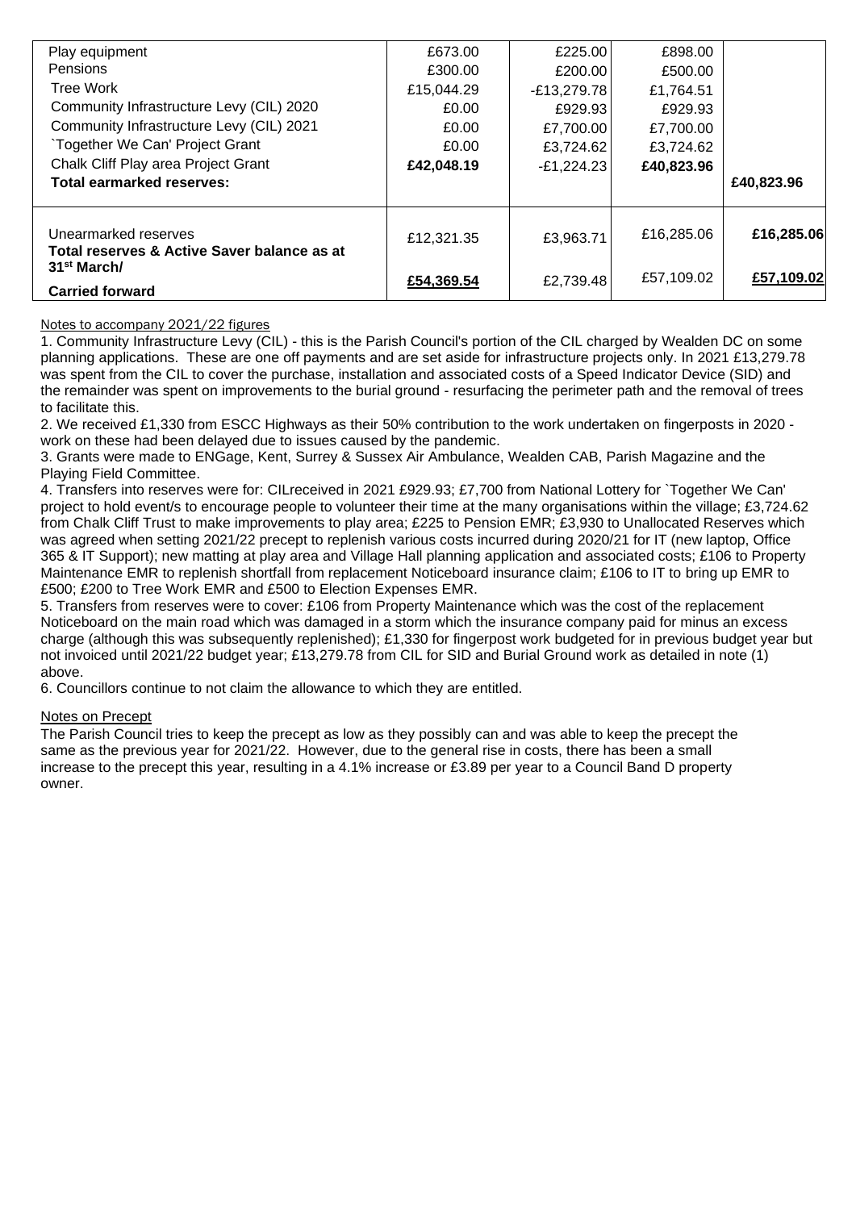| | | | | |
|---|---|---|---|---|
| Play equipment | £673.00 | £225.00 | £898.00 | |
| Pensions | £300.00 | £200.00 | £500.00 | |
| Tree Work | £15,044.29 | -£13,279.78 | £1,764.51 | |
| Community Infrastructure Levy (CIL) 2020 | £0.00 | £929.93 | £929.93 | |
| Community Infrastructure Levy (CIL) 2021 | £0.00 | £7,700.00 | £7,700.00 | |
| `Together We Can' Project Grant | £0.00 | £3,724.62 | £3,724.62 | |
| Chalk Cliff Play area Project Grant | **£42,048.19** | -£1,224.23 | **£40,823.96** | |
| **Total earmarked reserves:** | | | | **£40,823.96** |
| Unearmarked reserves | £12,321.35 | £3,963.71 | £16,285.06 | **£16,285.06** |
| **Total reserves & Active Saver balance as at 31st March/ Carried forward** | **£54,369.54** | £2,739.48 | £57,109.02 | **£57,109.02** |

Notes to accompany 2021/22 figures

1. Community Infrastructure Levy (CIL) - this is the Parish Council's portion of the CIL charged by Wealden DC on some planning applications. These are one off payments and are set aside for infrastructure projects only. In 2021 £13,279.78 was spent from the CIL to cover the purchase, installation and associated costs of a Speed Indicator Device (SID) and the remainder was spent on improvements to the burial ground - resurfacing the perimeter path and the removal of trees to facilitate this.
2. We received £1,330 from ESCC Highways as their 50% contribution to the work undertaken on fingerposts in 2020 - work on these had been delayed due to issues caused by the pandemic.
3. Grants were made to ENGage, Kent, Surrey & Sussex Air Ambulance, Wealden CAB, Parish Magazine and the Playing Field Committee.
4. Transfers into reserves were for: CILreceived in 2021 £929.93; £7,700 from National Lottery for `Together We Can' project to hold event/s to encourage people to volunteer their time at the many organisations within the village; £3,724.62 from Chalk Cliff Trust to make improvements to play area; £225 to Pension EMR; £3,930 to Unallocated Reserves which was agreed when setting 2021/22 precept to replenish various costs incurred during 2020/21 for IT (new laptop, Office 365 & IT Support); new matting at play area and Village Hall planning application and associated costs; £106 to Property Maintenance EMR to replenish shortfall from replacement Noticeboard insurance claim; £106 to IT to bring up EMR to £500; £200 to Tree Work EMR and £500 to Election Expenses EMR.
5. Transfers from reserves were to cover: £106 from Property Maintenance which was the cost of the replacement Noticeboard on the main road which was damaged in a storm which the insurance company paid for minus an excess charge (although this was subsequently replenished); £1,330 for fingerpost work budgeted for in previous budget year but not invoiced until 2021/22 budget year; £13,279.78 from CIL for SID and Burial Ground work as detailed in note (1) above.
6. Councillors continue to not claim the allowance to which they are entitled.

Notes on Precept

The Parish Council tries to keep the precept as low as they possibly can and was able to keep the precept the same as the previous year for 2021/22. However, due to the general rise in costs, there has been a small increase to the precept this year, resulting in a 4.1% increase or £3.89 per year to a Council Band D property owner.